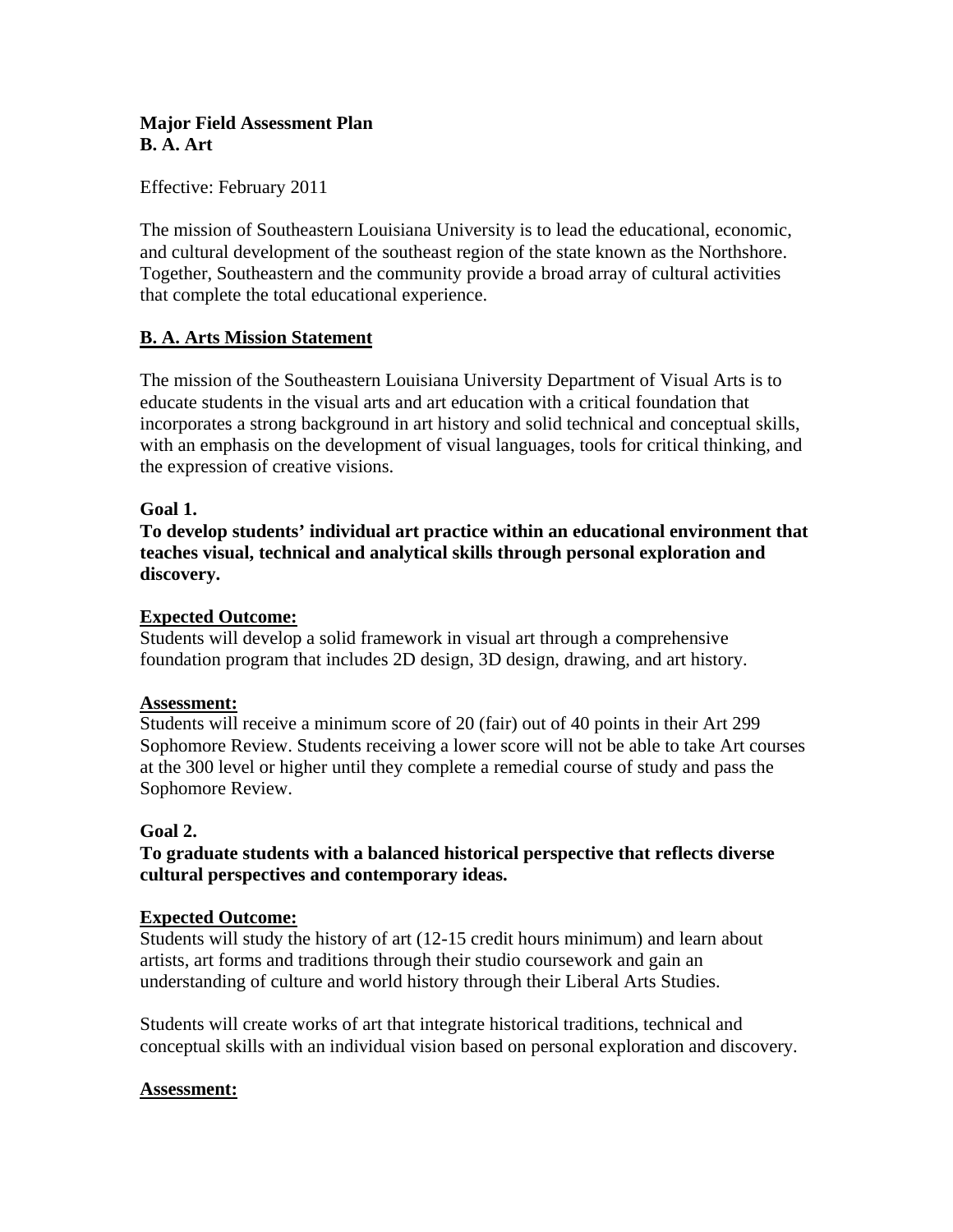**Major Field Assessment Plan**
**B. A. Art**

Effective: February 2011

The mission of Southeastern Louisiana University is to lead the educational, economic, and cultural development of the southeast region of the state known as the Northshore. Together, Southeastern and the community provide a broad array of cultural activities that complete the total educational experience.

## B. A. Arts Mission Statement

The mission of the Southeastern Louisiana University Department of Visual Arts is to educate students in the visual arts and art education with a critical foundation that incorporates a strong background in art history and solid technical and conceptual skills, with an emphasis on the development of visual languages, tools for critical thinking, and the expression of creative visions.

**Goal 1.**
**To develop students' individual art practice within an educational environment that teaches visual, technical and analytical skills through personal exploration and discovery.**

**Expected Outcome:**
Students will develop a solid framework in visual art through a comprehensive foundation program that includes 2D design, 3D design, drawing, and art history.

**Assessment:**
Students will receive a minimum score of 20 (fair) out of 40 points in their Art 299 Sophomore Review. Students receiving a lower score will not be able to take Art courses at the 300 level or higher until they complete a remedial course of study and pass the Sophomore Review.

**Goal 2.**
**To graduate students with a balanced historical perspective that reflects diverse cultural perspectives and contemporary ideas.**

**Expected Outcome:**
Students will study the history of art (12-15 credit hours minimum) and learn about artists, art forms and traditions through their studio coursework and gain an understanding of culture and world history through their Liberal Arts Studies.

Students will create works of art that integrate historical traditions, technical and conceptual skills with an individual vision based on personal exploration and discovery.

**Assessment:**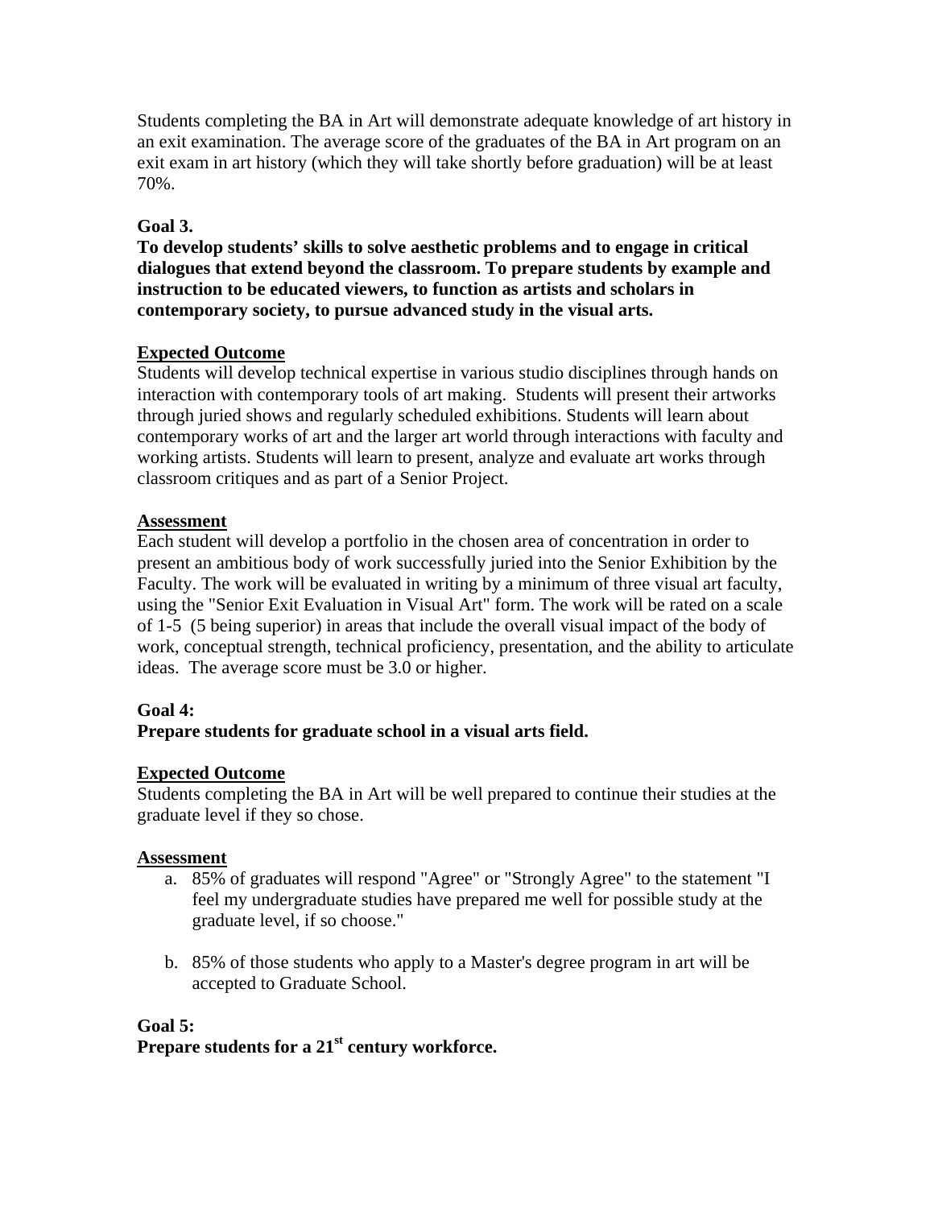Students completing the BA in Art will demonstrate adequate knowledge of art history in an exit examination. The average score of the graduates of the BA in Art program on an exit exam in art history (which they will take shortly before graduation) will be at least 70%.

**Goal 3.**

**To develop students' skills to solve aesthetic problems and to engage in critical dialogues that extend beyond the classroom. To prepare students by example and instruction to be educated viewers, to function as artists and scholars in contemporary society, to pursue advanced study in the visual arts.**

**Expected Outcome**

Students will develop technical expertise in various studio disciplines through hands on interaction with contemporary tools of art making. Students will present their artworks through juried shows and regularly scheduled exhibitions. Students will learn about contemporary works of art and the larger art world through interactions with faculty and working artists. Students will learn to present, analyze and evaluate art works through classroom critiques and as part of a Senior Project.

**Assessment**

Each student will develop a portfolio in the chosen area of concentration in order to present an ambitious body of work successfully juried into the Senior Exhibition by the Faculty. The work will be evaluated in writing by a minimum of three visual art faculty, using the "Senior Exit Evaluation in Visual Art" form. The work will be rated on a scale of 1-5 (5 being superior) in areas that include the overall visual impact of the body of work, conceptual strength, technical proficiency, presentation, and the ability to articulate ideas. The average score must be 3.0 or higher.

**Goal 4:**

**Prepare students for graduate school in a visual arts field.**

**Expected Outcome**

Students completing the BA in Art will be well prepared to continue their studies at the graduate level if they so chose.

**Assessment**

a. 85% of graduates will respond "Agree" or "Strongly Agree" to the statement "I feel my undergraduate studies have prepared me well for possible study at the graduate level, if so choose."

b. 85% of those students who apply to a Master's degree program in art will be accepted to Graduate School.

**Goal 5:**

**Prepare students for a 21st century workforce.**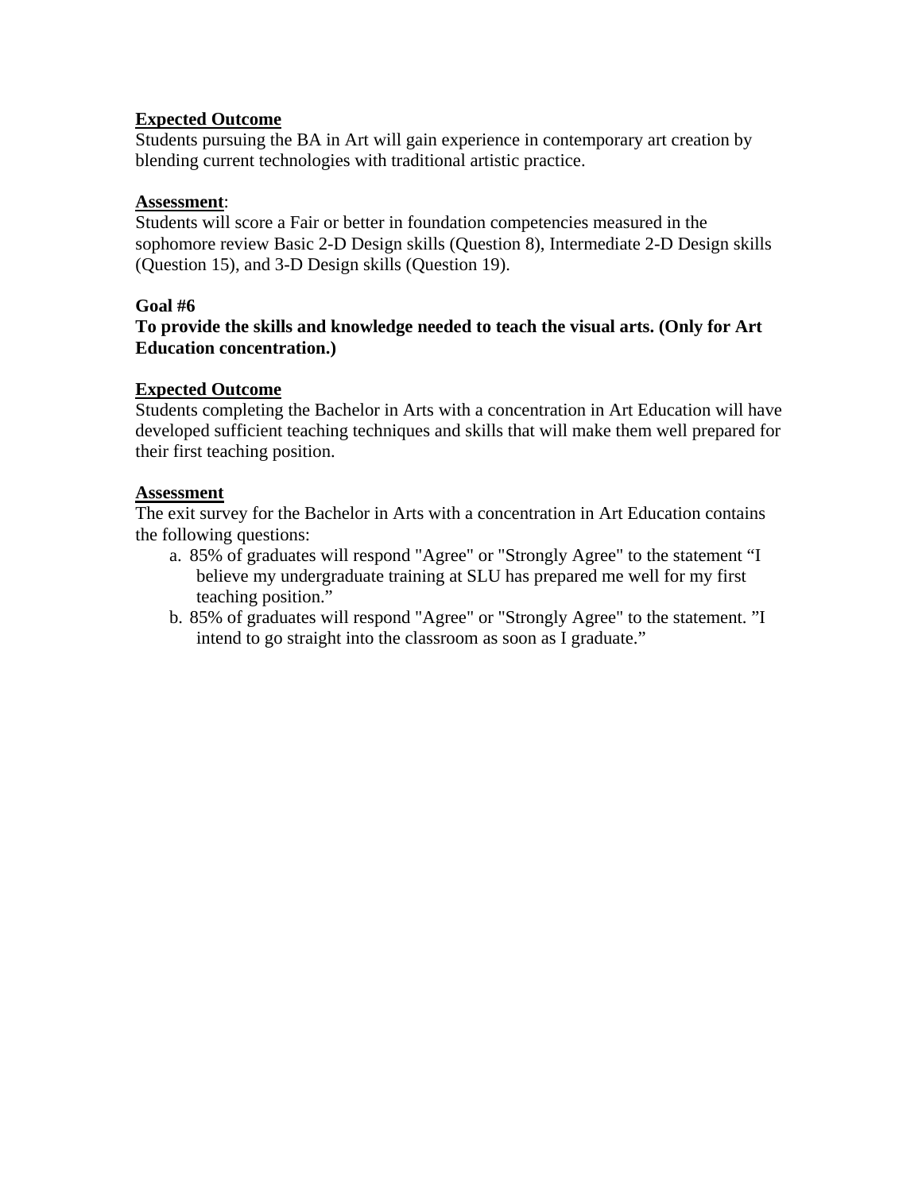**Expected Outcome**

Students pursuing the BA in Art will gain experience in contemporary art creation by blending current technologies with traditional artistic practice.

**Assessment**:

Students will score a Fair or better in foundation competencies measured in the sophomore review Basic 2-D Design skills (Question 8), Intermediate 2-D Design skills (Question 15), and 3-D Design skills (Question 19).

**Goal #6**

**To provide the skills and knowledge needed to teach the visual arts. (Only for Art Education concentration.)**

**Expected Outcome**

Students completing the Bachelor in Arts with a concentration in Art Education will have developed sufficient teaching techniques and skills that will make them well prepared for their first teaching position.

**Assessment**

The exit survey for the Bachelor in Arts with a concentration in Art Education contains the following questions:

a. 85% of graduates will respond "Agree" or "Strongly Agree" to the statement “I believe my undergraduate training at SLU has prepared me well for my first teaching position.”
b. 85% of graduates will respond "Agree" or "Strongly Agree" to the statement. ”I intend to go straight into the classroom as soon as I graduate.”